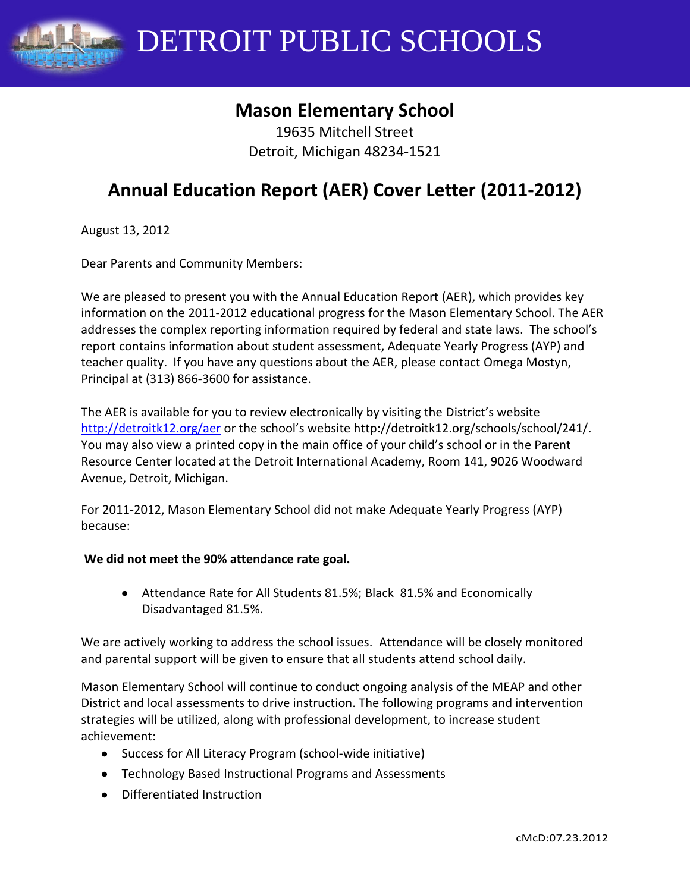# DETROIT PUBLIC SCHOOLS

## Mason Elementary School

19635 Mitchell Street
Detroit, Michigan 48234-1521

## Annual Education Report (AER) Cover Letter (2011-2012)

August 13, 2012

Dear Parents and Community Members:

We are pleased to present you with the Annual Education Report (AER), which provides key information on the 2011-2012 educational progress for the Mason Elementary School. The AER addresses the complex reporting information required by federal and state laws. The school's report contains information about student assessment, Adequate Yearly Progress (AYP) and teacher quality. If you have any questions about the AER, please contact Omega Mostyn, Principal at (313) 866-3600 for assistance.

The AER is available for you to review electronically by visiting the District's website http://detroitk12.org/aer or the school's website http://detroitk12.org/schools/school/241/. You may also view a printed copy in the main office of your child's school or in the Parent Resource Center located at the Detroit International Academy, Room 141, 9026 Woodward Avenue, Detroit, Michigan.

For 2011-2012, Mason Elementary School did not make Adequate Yearly Progress (AYP) because:

**We did not meet the 90% attendance rate goal.**

- Attendance Rate for All Students 81.5%; Black 81.5% and Economically Disadvantaged 81.5%.

We are actively working to address the school issues. Attendance will be closely monitored and parental support will be given to ensure that all students attend school daily.

Mason Elementary School will continue to conduct ongoing analysis of the MEAP and other District and local assessments to drive instruction. The following programs and intervention strategies will be utilized, along with professional development, to increase student achievement:

- Success for All Literacy Program (school-wide initiative)
- Technology Based Instructional Programs and Assessments
- Differentiated Instruction

cMcD:07.23.2012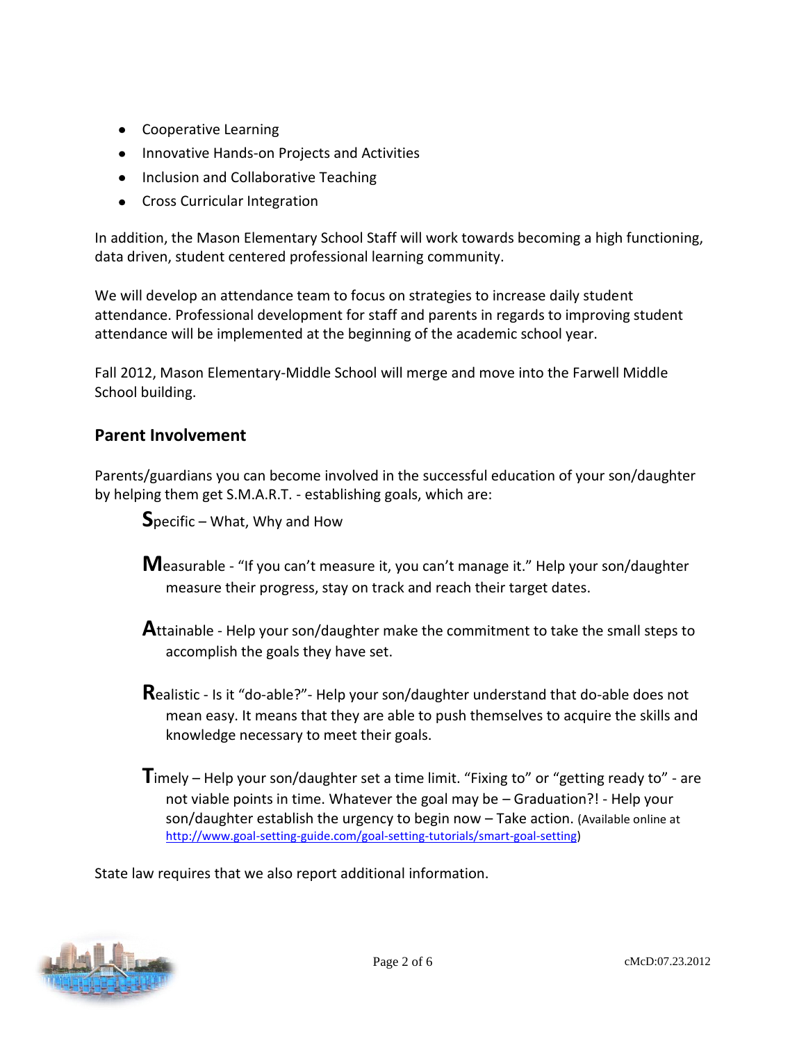- Cooperative Learning
- Innovative Hands-on Projects and Activities
- Inclusion and Collaborative Teaching
- Cross Curricular Integration

In addition, the Mason Elementary School Staff will work towards becoming a high functioning, data driven, student centered professional learning community.

We will develop an attendance team to focus on strategies to increase daily student attendance. Professional development for staff and parents in regards to improving student attendance will be implemented at the beginning of the academic school year.

Fall 2012, Mason Elementary-Middle School will merge and move into the Farwell Middle School building.

## Parent Involvement

Parents/guardians you can become involved in the successful education of your son/daughter by helping them get S.M.A.R.T. - establishing goals, which are:

> **S**pecific – What, Why and How
>
> **M**easurable - "If you can't measure it, you can't manage it." Help your son/daughter measure their progress, stay on track and reach their target dates.
>
> **A**ttainable - Help your son/daughter make the commitment to take the small steps to accomplish the goals they have set.
>
> **R**ealistic - Is it "do-able?"- Help your son/daughter understand that do-able does not mean easy. It means that they are able to push themselves to acquire the skills and knowledge necessary to meet their goals.
>
> **T**imely – Help your son/daughter set a time limit. "Fixing to" or "getting ready to" - are not viable points in time. Whatever the goal may be – Graduation?! - Help your son/daughter establish the urgency to begin now – Take action. (Available online at http://www.goal-setting-guide.com/goal-setting-tutorials/smart-goal-setting)

State law requires that we also report additional information.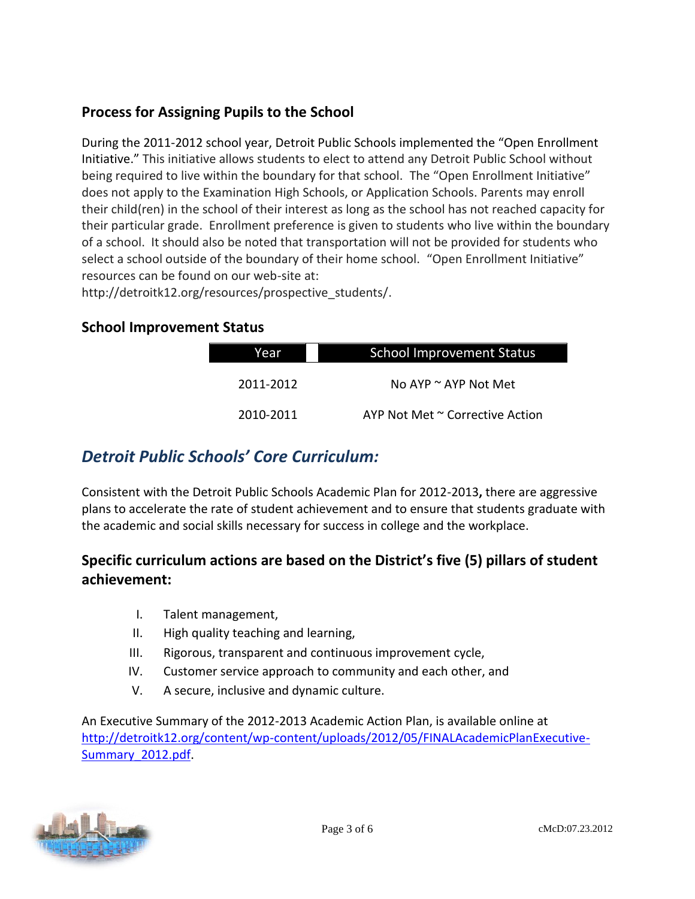## Process for Assigning Pupils to the School

During the 2011-2012 school year, Detroit Public Schools implemented the "Open Enrollment Initiative." This initiative allows students to elect to attend any Detroit Public School without being required to live within the boundary for that school. The "Open Enrollment Initiative" does not apply to the Examination High Schools, or Application Schools. Parents may enroll their child(ren) in the school of their interest as long as the school has not reached capacity for their particular grade. Enrollment preference is given to students who live within the boundary of a school. It should also be noted that transportation will not be provided for students who select a school outside of the boundary of their home school. "Open Enrollment Initiative" resources can be found on our web-site at: http://detroitk12.org/resources/prospective_students/.

## School Improvement Status

| Year | School Improvement Status |
|---|---|
| 2011-2012 | No AYP ~ AYP Not Met |
| 2010-2011 | AYP Not Met ~ Corrective Action |

## *Detroit Public Schools' Core Curriculum:*

Consistent with the Detroit Public Schools Academic Plan for 2012-2013**,** there are aggressive plans to accelerate the rate of student achievement and to ensure that students graduate with the academic and social skills necessary for success in college and the workplace.

### Specific curriculum actions are based on the District's five (5) pillars of student achievement:

I. Talent management,
II. High quality teaching and learning,
III. Rigorous, transparent and continuous improvement cycle,
IV. Customer service approach to community and each other, and
V. A secure, inclusive and dynamic culture.

An Executive Summary of the 2012-2013 Academic Action Plan, is available online at http://detroitk12.org/content/wp-content/uploads/2012/05/FINALAcademicPlanExecutive-Summary_2012.pdf.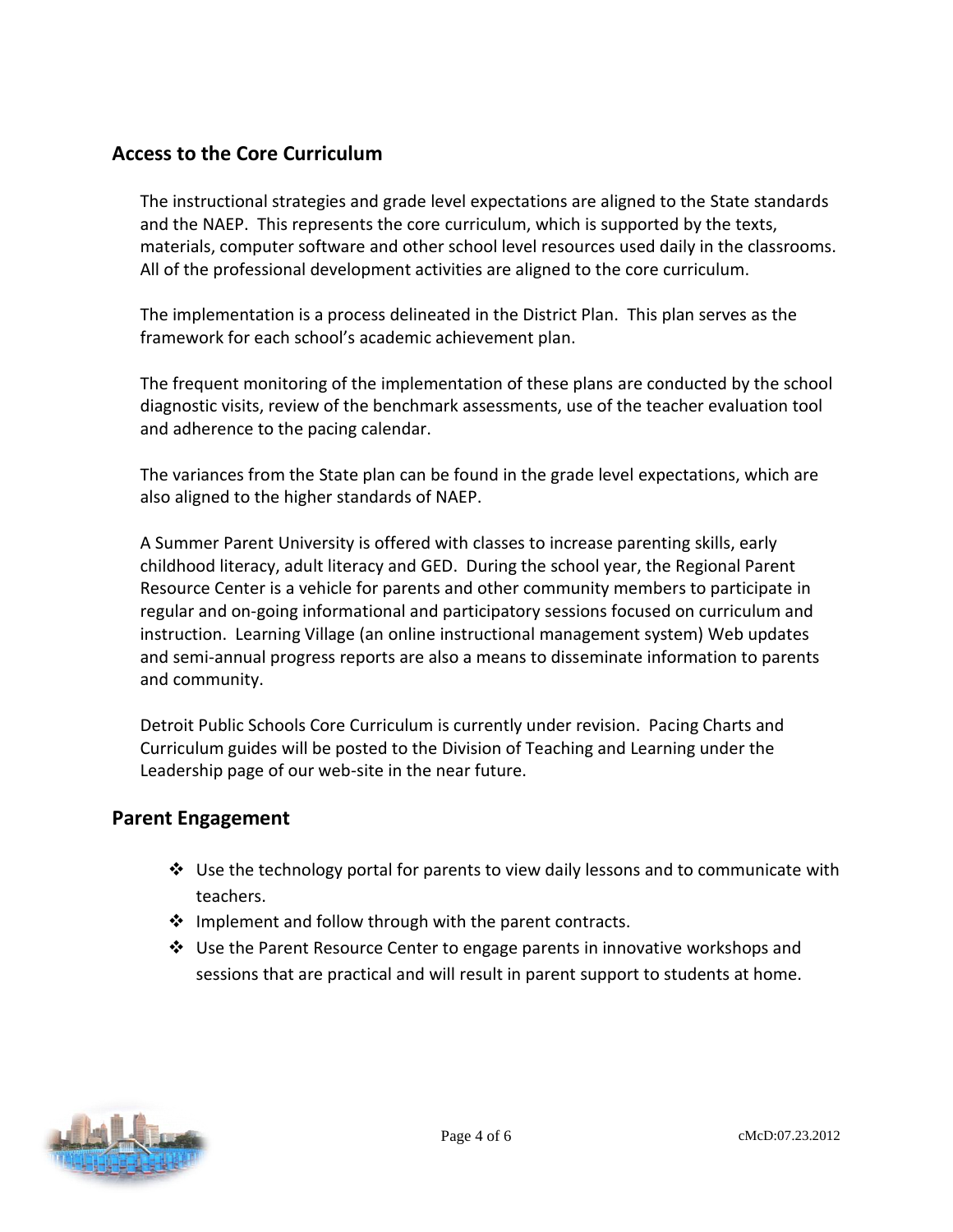## Access to the Core Curriculum

The instructional strategies and grade level expectations are aligned to the State standards and the NAEP. This represents the core curriculum, which is supported by the texts, materials, computer software and other school level resources used daily in the classrooms. All of the professional development activities are aligned to the core curriculum.

The implementation is a process delineated in the District Plan. This plan serves as the framework for each school's academic achievement plan.

The frequent monitoring of the implementation of these plans are conducted by the school diagnostic visits, review of the benchmark assessments, use of the teacher evaluation tool and adherence to the pacing calendar.

The variances from the State plan can be found in the grade level expectations, which are also aligned to the higher standards of NAEP.

A Summer Parent University is offered with classes to increase parenting skills, early childhood literacy, adult literacy and GED. During the school year, the Regional Parent Resource Center is a vehicle for parents and other community members to participate in regular and on-going informational and participatory sessions focused on curriculum and instruction. Learning Village (an online instructional management system) Web updates and semi-annual progress reports are also a means to disseminate information to parents and community.

Detroit Public Schools Core Curriculum is currently under revision. Pacing Charts and Curriculum guides will be posted to the Division of Teaching and Learning under the Leadership page of our web-site in the near future.

## Parent Engagement

- Use the technology portal for parents to view daily lessons and to communicate with teachers.
- Implement and follow through with the parent contracts.
- Use the Parent Resource Center to engage parents in innovative workshops and sessions that are practical and will result in parent support to students at home.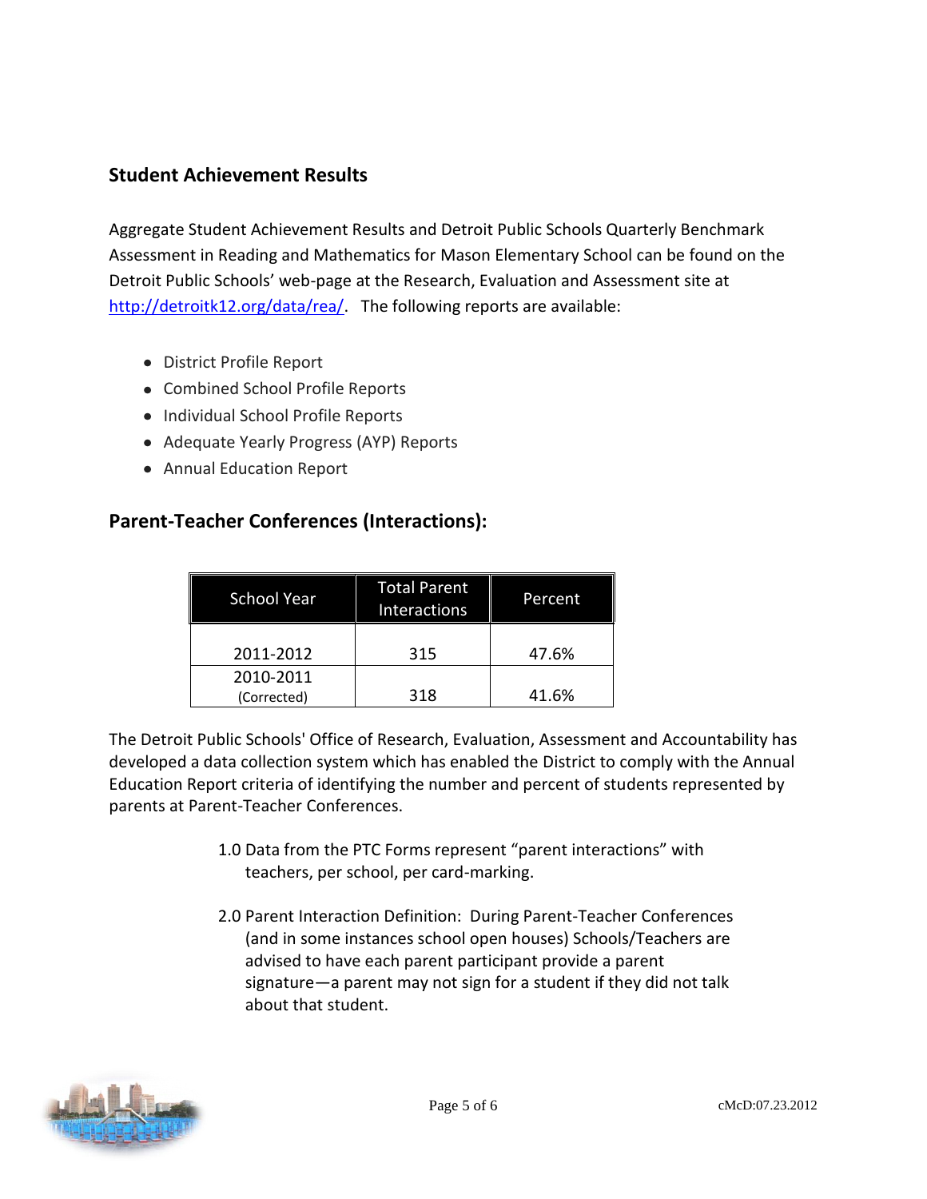## Student Achievement Results

Aggregate Student Achievement Results and Detroit Public Schools Quarterly Benchmark Assessment in Reading and Mathematics for Mason Elementary School can be found on the Detroit Public Schools' web-page at the Research, Evaluation and Assessment site at http://detroitk12.org/data/rea/. The following reports are available:

- District Profile Report
- Combined School Profile Reports
- Individual School Profile Reports
- Adequate Yearly Progress (AYP) Reports
- Annual Education Report

## Parent-Teacher Conferences (Interactions):

| School Year | Total Parent Interactions | Percent |
|---|---|---|
| 2011-2012 | 315 | 47.6% |
| 2010-2011 (Corrected) | 318 | 41.6% |

The Detroit Public Schools' Office of Research, Evaluation, Assessment and Accountability has developed a data collection system which has enabled the District to comply with the Annual Education Report criteria of identifying the number and percent of students represented by parents at Parent-Teacher Conferences.

1.0 Data from the PTC Forms represent "parent interactions" with teachers, per school, per card-marking.

2.0 Parent Interaction Definition: During Parent-Teacher Conferences (and in some instances school open houses) Schools/Teachers are advised to have each parent participant provide a parent signature—a parent may not sign for a student if they did not talk about that student.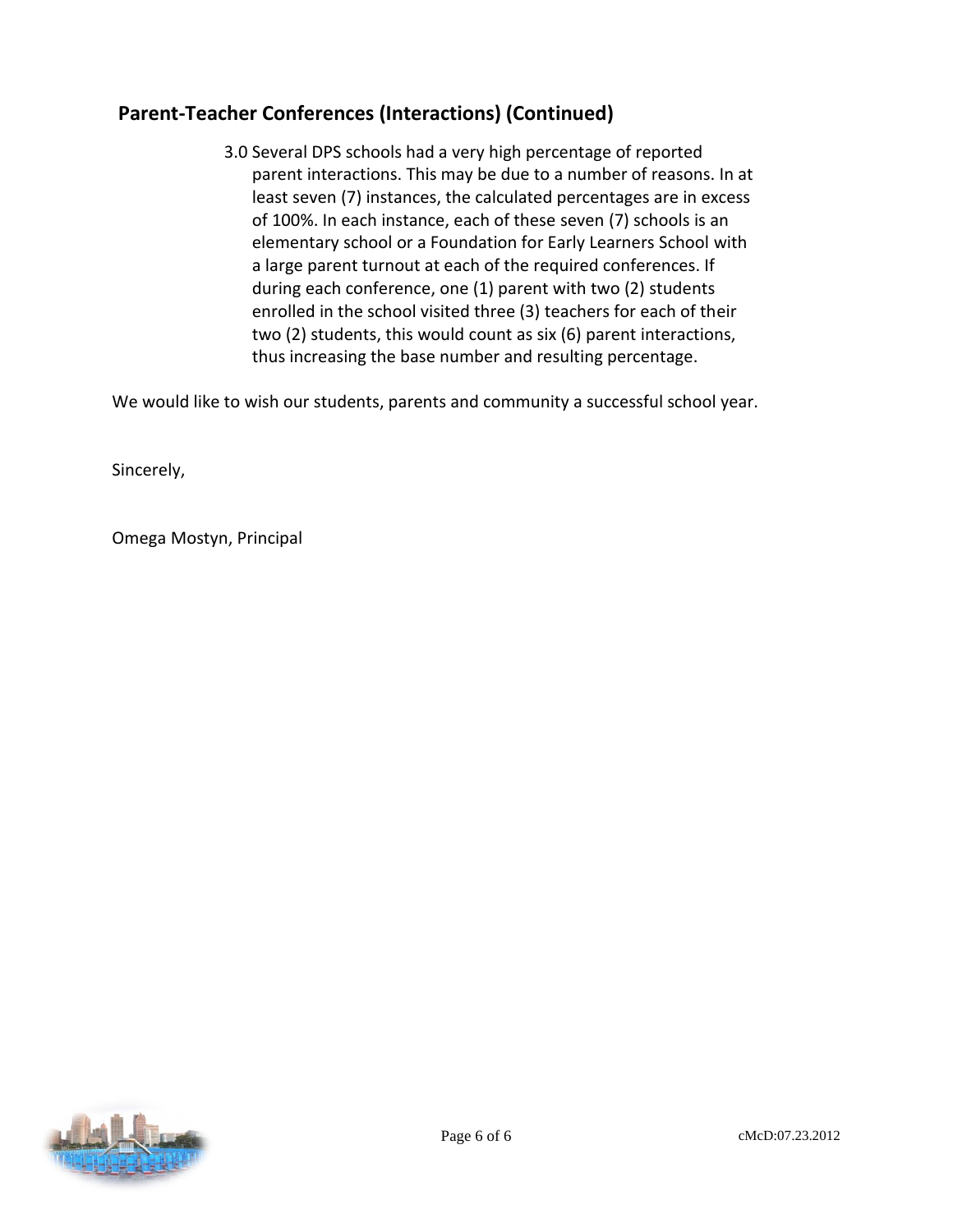## Parent-Teacher Conferences (Interactions) (Continued)

3.0 Several DPS schools had a very high percentage of reported parent interactions. This may be due to a number of reasons. In at least seven (7) instances, the calculated percentages are in excess of 100%. In each instance, each of these seven (7) schools is an elementary school or a Foundation for Early Learners School with a large parent turnout at each of the required conferences. If during each conference, one (1) parent with two (2) students enrolled in the school visited three (3) teachers for each of their two (2) students, this would count as six (6) parent interactions, thus increasing the base number and resulting percentage.

We would like to wish our students, parents and community a successful school year.

Sincerely,

Omega Mostyn, Principal